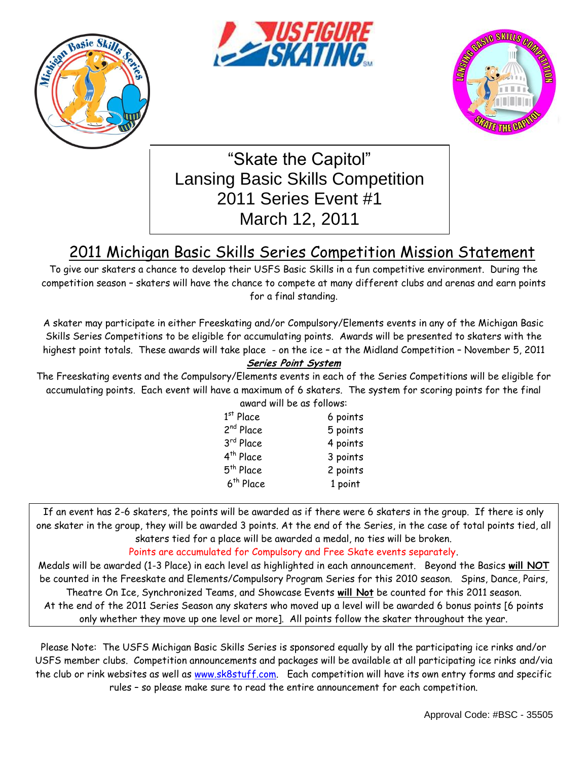# "Skate the Capitol"
# Lansing Basic Skills Competition
# 2011 Series Event #1
# March 12, 2011

## 2011 Michigan Basic Skills Series Competition Mission Statement

To give our skaters a chance to develop their USFS Basic Skills in a fun competitive environment. During the competition season – skaters will have the chance to compete at many different clubs and arenas and earn points for a final standing.

A skater may participate in either Freeskating and/or Compulsory/Elements events in any of the Michigan Basic Skills Series Competitions to be eligible for accumulating points. Awards will be presented to skaters with the highest point totals. These awards will take place - on the ice – at the Midland Competition – November 5, 2011

***Series Point System***

The Freeskating events and the Compulsory/Elements events in each of the Series Competitions will be eligible for accumulating points. Each event will have a maximum of 6 skaters. The system for scoring points for the final award will be as follows:

| Place | Points |
|---|---|
| 1st Place | 6 points |
| 2nd Place | 5 points |
| 3rd Place | 4 points |
| 4th Place | 3 points |
| 5th Place | 2 points |
| 6th Place | 1 point |

If an event has 2-6 skaters, the points will be awarded as if there were 6 skaters in the group. If there is only one skater in the group, they will be awarded 3 points. At the end of the Series, in the case of total points tied, all skaters tied for a place will be awarded a medal, no ties will be broken.

Points are accumulated for Compulsory and Free Skate events separately.

Medals will be awarded (1-3 Place) in each level as highlighted in each announcement. Beyond the Basics **will NOT** be counted in the Freeskate and Elements/Compulsory Program Series for this 2010 season. Spins, Dance, Pairs, Theatre On Ice, Synchronized Teams, and Showcase Events **will Not** be counted for this 2011 season.

At the end of the 2011 Series Season any skaters who moved up a level will be awarded 6 bonus points [6 points only whether they move up one level or more]. All points follow the skater throughout the year.

Please Note: The USFS Michigan Basic Skills Series is sponsored equally by all the participating ice rinks and/or USFS member clubs. Competition announcements and packages will be available at all participating ice rinks and/via the club or rink websites as well as www.sk8stuff.com. Each competition will have its own entry forms and specific rules – so please make sure to read the entire announcement for each competition.

Approval Code: #BSC - 35505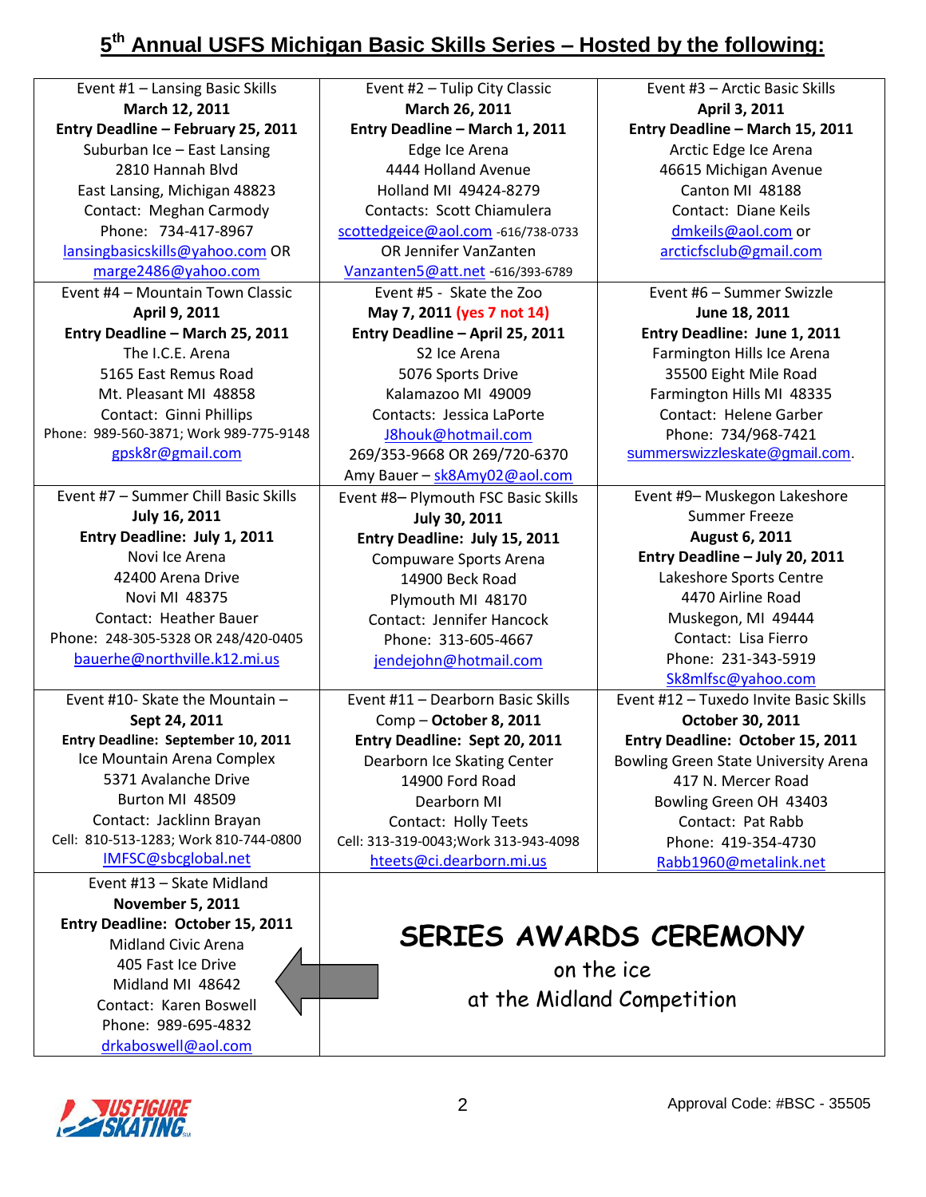# 5th Annual USFS Michigan Basic Skills Series – Hosted by the following:

| | | |
|---|---|---|
| Event #1 – Lansing Basic Skills<br>**March 12, 2011**<br>**Entry Deadline – February 25, 2011**<br>Suburban Ice – East Lansing<br>2810 Hannah Blvd<br>East Lansing, Michigan 48823<br>Contact: Meghan Carmody<br>Phone: 734-417-8967<br>lansingbasicskills@yahoo.com OR<br>marge2486@yahoo.com | Event #2 – Tulip City Classic<br>**March 26, 2011**<br>**Entry Deadline – March 1, 2011**<br>Edge Ice Arena<br>4444 Holland Avenue<br>Holland MI 49424-8279<br>Contacts: Scott Chiamulera<br>scottedgeice@aol.com -616/738-0733<br>OR Jennifer VanZanten<br>Vanzanten5@att.net -616/393-6789 | Event #3 – Arctic Basic Skills<br>**April 3, 2011**<br>**Entry Deadline – March 15, 2011**<br>Arctic Edge Ice Arena<br>46615 Michigan Avenue<br>Canton MI 48188<br>Contact: Diane Keils<br>dmkeils@aol.com or<br>arcticfsclub@gmail.com |
| Event #4 – Mountain Town Classic<br>**April 9, 2011**<br>**Entry Deadline – March 25, 2011**<br>The I.C.E. Arena<br>5165 East Remus Road<br>Mt. Pleasant MI 48858<br>Contact: Ginni Phillips<br>Phone: 989-560-3871; Work 989-775-9148<br>gpsk8r@gmail.com | Event #5 - Skate the Zoo<br>**May 7, 2011 (yes 7 not 14)**<br>**Entry Deadline – April 25, 2011**<br>S2 Ice Arena<br>5076 Sports Drive<br>Kalamazoo MI 49009<br>Contacts: Jessica LaPorte<br>J8houk@hotmail.com<br>269/353-9668 OR 269/720-6370<br>Amy Bauer – sk8Amy02@aol.com | Event #6 – Summer Swizzle<br>**June 18, 2011**<br>**Entry Deadline: June 1, 2011**<br>Farmington Hills Ice Arena<br>35500 Eight Mile Road<br>Farmington Hills MI 48335<br>Contact: Helene Garber<br>Phone: 734/968-7421<br>summerswizzleskate@gmail.com. |
| Event #7 – Summer Chill Basic Skills<br>**July 16, 2011**<br>**Entry Deadline: July 1, 2011**<br>Novi Ice Arena<br>42400 Arena Drive<br>Novi MI 48375<br>Contact: Heather Bauer<br>Phone: 248-305-5328 OR 248/420-0405<br>bauerhe@northville.k12.mi.us | Event #8– Plymouth FSC Basic Skills<br>**July 30, 2011**<br>**Entry Deadline: July 15, 2011**<br>Compuware Sports Arena<br>14900 Beck Road<br>Plymouth MI 48170<br>Contact: Jennifer Hancock<br>Phone: 313-605-4667<br>jendejohn@hotmail.com | Event #9– Muskegon Lakeshore<br>Summer Freeze<br>**August 6, 2011**<br>**Entry Deadline – July 20, 2011**<br>Lakeshore Sports Centre<br>4470 Airline Road<br>Muskegon, MI 49444<br>Contact: Lisa Fierro<br>Phone: 231-343-5919<br>Sk8mlfsc@yahoo.com |
| Event #10- Skate the Mountain –<br>**Sept 24, 2011**<br>**Entry Deadline: September 10, 2011**<br>Ice Mountain Arena Complex<br>5371 Avalanche Drive<br>Burton MI 48509<br>Contact: Jacklinn Brayan<br>Cell: 810-513-1283; Work 810-744-0800<br>IMFSC@sbcglobal.net | Event #11 – Dearborn Basic Skills<br>Comp – **October 8, 2011**<br>**Entry Deadline: Sept 20, 2011**<br>Dearborn Ice Skating Center<br>14900 Ford Road<br>Dearborn MI<br>Contact: Holly Teets<br>Cell: 313-319-0043;Work 313-943-4098<br>hteets@ci.dearborn.mi.us | Event #12 – Tuxedo Invite Basic Skills<br>**October 30, 2011**<br>**Entry Deadline: October 15, 2011**<br>Bowling Green State University Arena<br>417 N. Mercer Road<br>Bowling Green OH 43403<br>Contact: Pat Rabb<br>Phone: 419-354-4730<br>Rabb1960@metalink.net |
| Event #13 – Skate Midland<br>**November 5, 2011**<br>**Entry Deadline: October 15, 2011**<br>Midland Civic Arena<br>405 Fast Ice Drive<br>Midland MI 48642<br>Contact: Karen Boswell<br>Phone: 989-695-4832<br>drkaboswell@aol.com | **SERIES AWARDS CEREMONY**<br>on the ice<br>at the Midland Competition | |

Approval Code: #BSC - 35505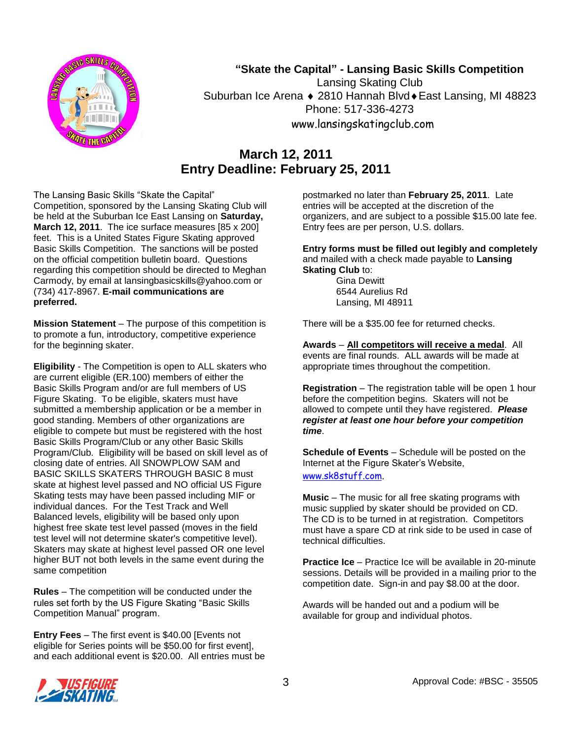# "Skate the Capital" - Lansing Basic Skills Competition

Lansing Skating Club
Suburban Ice Arena ♦ 2810 Hannah Blvd ♦ East Lansing, MI 48823
Phone: 517-336-4273
www.lansingskatingclub.com

## March 12, 2011
## Entry Deadline: February 25, 2011

The Lansing Basic Skills "Skate the Capital" Competition, sponsored by the Lansing Skating Club will be held at the Suburban Ice East Lansing on **Saturday, March 12, 2011**. The ice surface measures [85 x 200] feet. This is a United States Figure Skating approved Basic Skills Competition. The sanctions will be posted on the official competition bulletin board. Questions regarding this competition should be directed to Meghan Carmody, by email at lansingbasicskills@yahoo.com or (734) 417-8967. **E-mail communications are preferred.**

**Mission Statement** – The purpose of this competition is to promote a fun, introductory, competitive experience for the beginning skater.

**Eligibility** - The Competition is open to ALL skaters who are current eligible (ER.100) members of either the Basic Skills Program and/or are full members of US Figure Skating. To be eligible, skaters must have submitted a membership application or be a member in good standing. Members of other organizations are eligible to compete but must be registered with the host Basic Skills Program/Club or any other Basic Skills Program/Club. Eligibility will be based on skill level as of closing date of entries. All SNOWPLOW SAM and BASIC SKILLS SKATERS THROUGH BASIC 8 must skate at highest level passed and NO official US Figure Skating tests may have been passed including MIF or individual dances. For the Test Track and Well Balanced levels, eligibility will be based only upon highest free skate test level passed (moves in the field test level will not determine skater's competitive level). Skaters may skate at highest level passed OR one level higher BUT not both levels in the same event during the same competition

**Rules** – The competition will be conducted under the rules set forth by the US Figure Skating "Basic Skills Competition Manual" program.

**Entry Fees** – The first event is $40.00 [Events not eligible for Series points will be $50.00 for first event], and each additional event is $20.00. All entries must be postmarked no later than **February 25, 2011**. Late entries will be accepted at the discretion of the organizers, and are subject to a possible $15.00 late fee. Entry fees are per person, U.S. dollars.

**Entry forms must be filled out legibly and completely** and mailed with a check made payable to **Lansing Skating Club** to:

Gina Dewitt
6544 Aurelius Rd
Lansing, MI 48911

There will be a $35.00 fee for returned checks.

**Awards** – **All competitors will receive a medal**. All events are final rounds. ALL awards will be made at appropriate times throughout the competition.

**Registration** – The registration table will be open 1 hour before the competition begins. Skaters will not be allowed to compete until they have registered. ***Please register at least one hour before your competition time***.

**Schedule of Events** – Schedule will be posted on the Internet at the Figure Skater's Website, www.sk8stuff.com.

**Music** – The music for all free skating programs with music supplied by skater should be provided on CD. The CD is to be turned in at registration. Competitors must have a spare CD at rink side to be used in case of technical difficulties.

**Practice Ice** – Practice Ice will be available in 20-minute sessions. Details will be provided in a mailing prior to the competition date. Sign-in and pay $8.00 at the door.

Awards will be handed out and a podium will be available for group and individual photos.

Approval Code: #BSC - 35505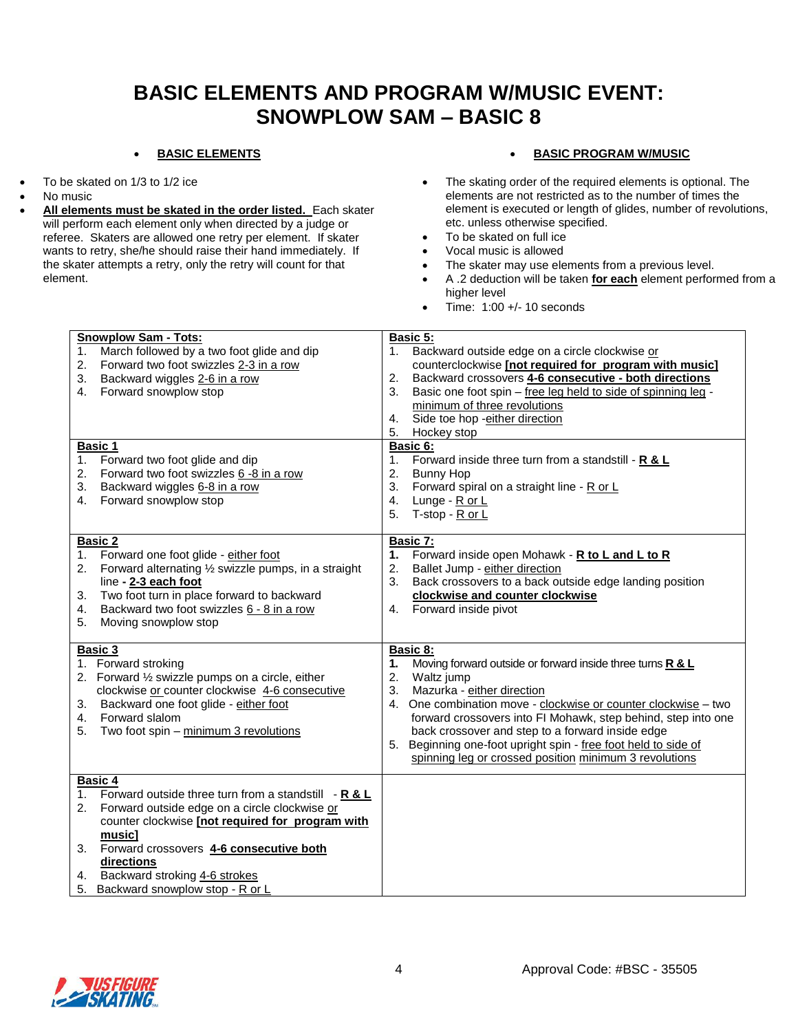# BASIC ELEMENTS AND PROGRAM W/MUSIC EVENT: SNOWPLOW SAM – BASIC 8

## BASIC ELEMENTS

- To be skated on 1/3 to 1/2 ice
- No music
- **All elements must be skated in the order listed.** Each skater will perform each element only when directed by a judge or referee. Skaters are allowed one retry per element. If skater wants to retry, she/he should raise their hand immediately. If the skater attempts a retry, only the retry will count for that element.

## BASIC PROGRAM W/MUSIC

- The skating order of the required elements is optional. The elements are not restricted as to the number of times the element is executed or length of glides, number of revolutions, etc. unless otherwise specified.
- To be skated on full ice
- Vocal music is allowed
- The skater may use elements from a previous level.
- A .2 deduction will be taken **for each** element performed from a higher level
- Time: 1:00 +/- 10 seconds

| | |
|---|---|
| **Snowplow Sam - Tots:**<br>1. March followed by a two foot glide and dip<br>2. Forward two foot swizzles 2-3 in a row<br>3. Backward wiggles 2-6 in a row<br>4. Forward snowplow stop | **Basic 5:**<br>1. Backward outside edge on a circle clockwise or counterclockwise **[not required for program with music]**<br>2. Backward crossovers **4-6 consecutive - both directions**<br>3. Basic one foot spin – free leg held to side of spinning leg - minimum of three revolutions<br>4. Side toe hop -either direction<br>5. Hockey stop |
| **Basic 1**<br>1. Forward two foot glide and dip<br>2. Forward two foot swizzles 6 -8 in a row<br>3. Backward wiggles 6-8 in a row<br>4. Forward snowplow stop | **Basic 6:**<br>1. Forward inside three turn from a standstill - **R & L**<br>2. Bunny Hop<br>3. Forward spiral on a straight line - R or L<br>4. Lunge - R or L<br>5. T-stop - R or L |
| **Basic 2**<br>1. Forward one foot glide - either foot<br>2. Forward alternating ½ swizzle pumps, in a straight line **- 2-3 each foot**<br>3. Two foot turn in place forward to backward<br>4. Backward two foot swizzles 6 - 8 in a row<br>5. Moving snowplow stop | **Basic 7:**<br>1. Forward inside open Mohawk - **R to L and L to R**<br>2. Ballet Jump - either direction<br>3. Back crossovers to a back outside edge landing position **clockwise and counter clockwise**<br>4. Forward inside pivot |
| **Basic 3**<br>1. Forward stroking<br>2. Forward ½ swizzle pumps on a circle, either clockwise or counter clockwise 4-6 consecutive<br>3. Backward one foot glide - either foot<br>4. Forward slalom<br>5. Two foot spin – minimum 3 revolutions | **Basic 8:**<br>1. Moving forward outside or forward inside three turns **R & L**<br>2. Waltz jump<br>3. Mazurka - either direction<br>4. One combination move - clockwise or counter clockwise – two forward crossovers into FI Mohawk, step behind, step into one back crossover and step to a forward inside edge<br>5. Beginning one-foot upright spin - free foot held to side of spinning leg or crossed position minimum 3 revolutions |
| **Basic 4**<br>1. Forward outside three turn from a standstill - **R & L**<br>2. Forward outside edge on a circle clockwise or counter clockwise **[not required for program with music]**<br>3. Forward crossovers **4-6 consecutive both directions**<br>4. Backward stroking 4-6 strokes<br>5. Backward snowplow stop - R or L | |

Approval Code: #BSC - 35505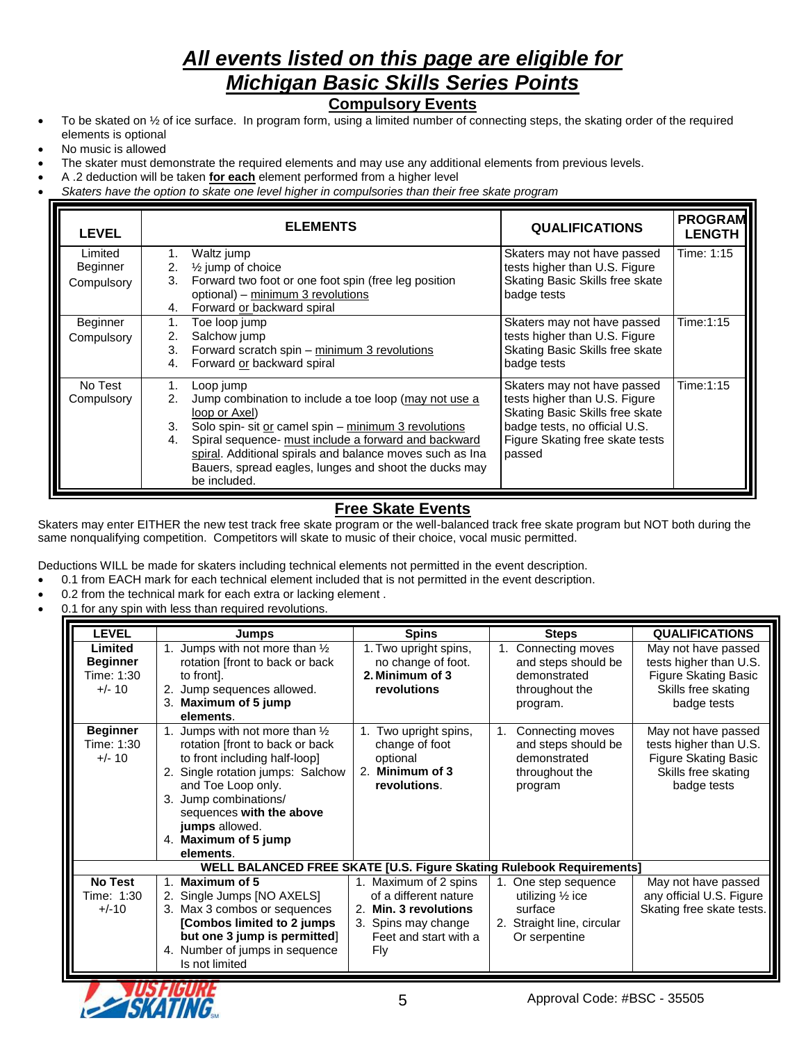# *All events listed on this page are eligible for Michigan Basic Skills Series Points*

## Compulsory Events

- To be skated on ½ of ice surface. In program form, using a limited number of connecting steps, the skating order of the required elements is optional
- No music is allowed
- The skater must demonstrate the required elements and may use any additional elements from previous levels.
- A .2 deduction will be taken **for each** element performed from a higher level
- *Skaters have the option to skate one level higher in compulsories than their free skate program*

| LEVEL | ELEMENTS | QUALIFICATIONS | PROGRAM LENGTH |
|---|---|---|---|
| Limited Beginner Compulsory | 1. Waltz jump<br>2. ½ jump of choice<br>3. Forward two foot or one foot spin (free leg position optional) – minimum 3 revolutions<br>4. Forward or backward spiral | Skaters may not have passed tests higher than U.S. Figure Skating Basic Skills free skate badge tests | Time: 1:15 |
| Beginner Compulsory | 1. Toe loop jump<br>2. Salchow jump<br>3. Forward scratch spin – minimum 3 revolutions<br>4. Forward or backward spiral | Skaters may not have passed tests higher than U.S. Figure Skating Basic Skills free skate badge tests | Time:1:15 |
| No Test Compulsory | 1. Loop jump<br>2. Jump combination to include a toe loop (may not use a loop or Axel)<br>3. Solo spin- sit or camel spin – minimum 3 revolutions<br>4. Spiral sequence- must include a forward and backward spiral. Additional spirals and balance moves such as Ina Bauers, spread eagles, lunges and shoot the ducks may be included. | Skaters may not have passed tests higher than U.S. Figure Skating Basic Skills free skate badge tests, no official U.S. Figure Skating free skate tests passed | Time:1:15 |

## Free Skate Events

Skaters may enter EITHER the new test track free skate program or the well-balanced track free skate program but NOT both during the same nonqualifying competition. Competitors will skate to music of their choice, vocal music permitted.

Deductions WILL be made for skaters including technical elements not permitted in the event description.

- 0.1 from EACH mark for each technical element included that is not permitted in the event description.
- 0.2 from the technical mark for each extra or lacking element .
- 0.1 for any spin with less than required revolutions.

| LEVEL | Jumps | Spins | Steps | QUALIFICATIONS |
|---|---|---|---|---|
| **Limited Beginner** Time: 1:30 +/- 10 | 1. Jumps with not more than ½ rotation [front to back or back to front].<br>2. Jump sequences allowed.<br>3. **Maximum of 5 jump elements**. | 1. Two upright spins, no change of foot.<br>2. **Minimum of 3 revolutions** | 1. Connecting moves and steps should be demonstrated throughout the program. | May not have passed tests higher than U.S. Figure Skating Basic Skills free skating badge tests |
| **Beginner** Time: 1:30 +/- 10 | 1. Jumps with not more than ½ rotation [front to back or back to front including half-loop]<br>2. Single rotation jumps: Salchow and Toe Loop only.<br>3. Jump combinations/ sequences **with the above jumps** allowed.<br>4. **Maximum of 5 jump elements**. | 1. Two upright spins, change of foot optional<br>2. **Minimum of 3 revolutions**. | 1. Connecting moves and steps should be demonstrated throughout the program | May not have passed tests higher than U.S. Figure Skating Basic Skills free skating badge tests |
| **WELL BALANCED FREE SKATE [U.S. Figure Skating Rulebook Requirements]** | | | | |
| **No Test** Time: 1:30 +/-10 | 1. **Maximum of 5**<br>2. Single Jumps [NO AXELS]<br>3. Max 3 combos or sequences **[Combos limited to 2 jumps but one 3 jump is permitted**]<br>4. Number of jumps in sequence Is not limited | 1. Maximum of 2 spins of a different nature<br>2. **Min. 3 revolutions**<br>3. Spins may change Feet and start with a Fly | 1. One step sequence utilizing ½ ice surface<br>2. Straight line, circular Or serpentine | May not have passed any official U.S. Figure Skating free skate tests. |

Approval Code: #BSC - 35505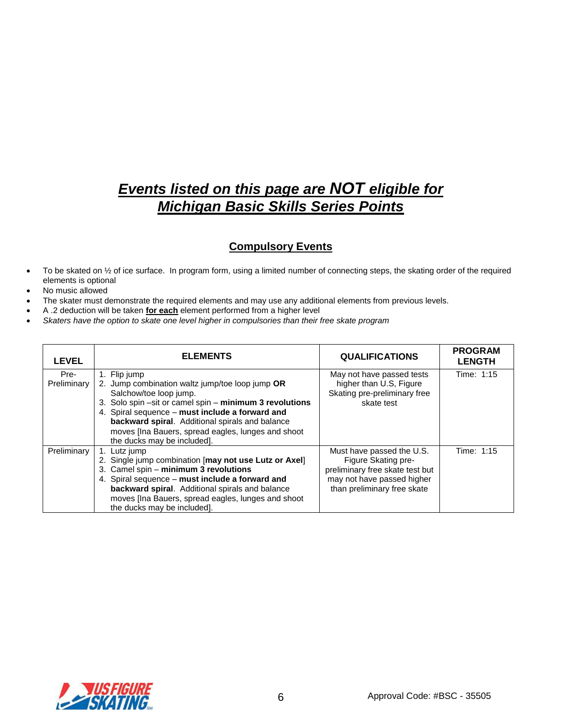## ***Events listed on this page are NOT eligible for Michigan Basic Skills Series Points***

### Compulsory Events

- To be skated on ½ of ice surface. In program form, using a limited number of connecting steps, the skating order of the required elements is optional
- No music allowed
- The skater must demonstrate the required elements and may use any additional elements from previous levels.
- A .2 deduction will be taken **for each** element performed from a higher level
- *Skaters have the option to skate one level higher in compulsories than their free skate program*

| LEVEL | ELEMENTS | QUALIFICATIONS | PROGRAM LENGTH |
|---|---|---|---|
| Pre-Preliminary | 1. Flip jump<br>2. Jump combination waltz jump/toe loop jump **OR** Salchow/toe loop jump.<br>3. Solo spin –sit or camel spin – **minimum 3 revolutions**<br>4. Spiral sequence – **must include a forward and backward spiral**. Additional spirals and balance moves [Ina Bauers, spread eagles, lunges and shoot the ducks may be included]. | May not have passed tests higher than U.S, Figure Skating pre-preliminary free skate test | Time: 1:15 |
| Preliminary | 1. Lutz jump<br>2. Single jump combination [**may not use Lutz or Axel**]<br>3. Camel spin – **minimum 3 revolutions**<br>4. Spiral sequence – **must include a forward and backward spiral**. Additional spirals and balance moves [Ina Bauers, spread eagles, lunges and shoot the ducks may be included]. | Must have passed the U.S. Figure Skating pre-preliminary free skate test but may not have passed higher than preliminary free skate | Time: 1:15 |

Approval Code: #BSC - 35505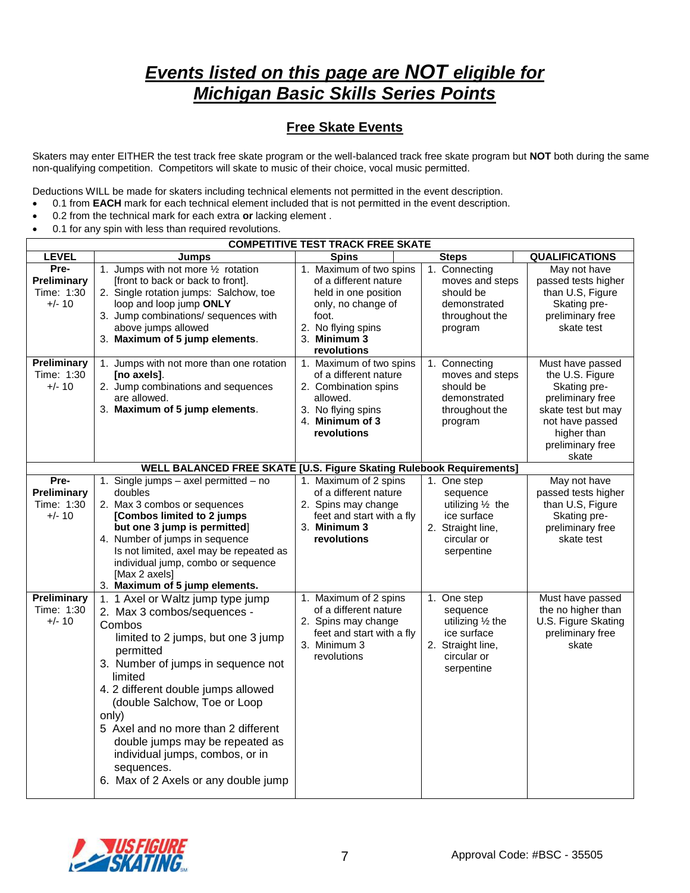# *Events listed on this page are NOT eligible for Michigan Basic Skills Series Points*

## Free Skate Events

Skaters may enter EITHER the test track free skate program or the well-balanced track free skate program but **NOT** both during the same non-qualifying competition. Competitors will skate to music of their choice, vocal music permitted.

Deductions WILL be made for skaters including technical elements not permitted in the event description.

- 0.1 from **EACH** mark for each technical element included that is not permitted in the event description.
- 0.2 from the technical mark for each extra **or** lacking element .
- 0.1 for any spin with less than required revolutions.

| LEVEL | Jumps | Spins | Steps | QUALIFICATIONS |
|---|---|---|---|---|
| **COMPETITIVE TEST TRACK FREE SKATE** | | | | |
| **Pre-Preliminary** Time: 1:30 +/- 10 | 1. Jumps with not more ½ rotation [front to back or back to front]. 2. Single rotation jumps: Salchow, toe loop and loop jump **ONLY** 3. Jump combinations/ sequences with above jumps allowed 3. **Maximum of 5 jump elements**. | 1. Maximum of two spins of a different nature held in one position only, no change of foot. 2. No flying spins 3. **Minimum 3 revolutions** | 1. Connecting moves and steps should be demonstrated throughout the program | May not have passed tests higher than U.S, Figure Skating pre-preliminary free skate test |
| **Preliminary** Time: 1:30 +/- 10 | 1. Jumps with not more than one rotation **[no axels]**. 2. Jump combinations and sequences are allowed. 3. **Maximum of 5 jump elements**. | 1. Maximum of two spins of a different nature 2. Combination spins allowed. 3. No flying spins 4. **Minimum of 3 revolutions** | 1. Connecting moves and steps should be demonstrated throughout the program | Must have passed the U.S. Figure Skating pre-preliminary free skate test but may not have passed higher than preliminary free skate |
| **WELL BALANCED FREE SKATE [U.S. Figure Skating Rulebook Requirements]** | | | | |
| **Pre-Preliminary** Time: 1:30 +/- 10 | 1. Single jumps – axel permitted – no doubles 2. Max 3 combos or sequences **[Combos limited to 2 jumps but one 3 jump is permitted]** 4. Number of jumps in sequence Is not limited, axel may be repeated as individual jump, combo or sequence [Max 2 axels] 3. **Maximum of 5 jump elements.** | 1. Maximum of 2 spins of a different nature 2. Spins may change feet and start with a fly 3. **Minimum 3 revolutions** | 1. One step sequence utilizing ½ the ice surface 2. Straight line, circular or serpentine | May not have passed tests higher than U.S, Figure Skating pre-preliminary free skate test |
| **Preliminary** Time: 1:30 +/- 10 | 1. 1 Axel or Waltz jump type jump 2. Max 3 combos/sequences - Combos limited to 2 jumps, but one 3 jump permitted 3. Number of jumps in sequence not limited 4. 2 different double jumps allowed (double Salchow, Toe or Loop only) 5 Axel and no more than 2 different double jumps may be repeated as individual jumps, combos, or in sequences. 6. Max of 2 Axels or any double jump | 1. Maximum of 2 spins of a different nature 2. Spins may change feet and start with a fly 3. Minimum 3 revolutions | 1. One step sequence utilizing ½ the ice surface 2. Straight line, circular or serpentine | Must have passed the no higher than U.S. Figure Skating preliminary free skate |

Approval Code: #BSC - 35505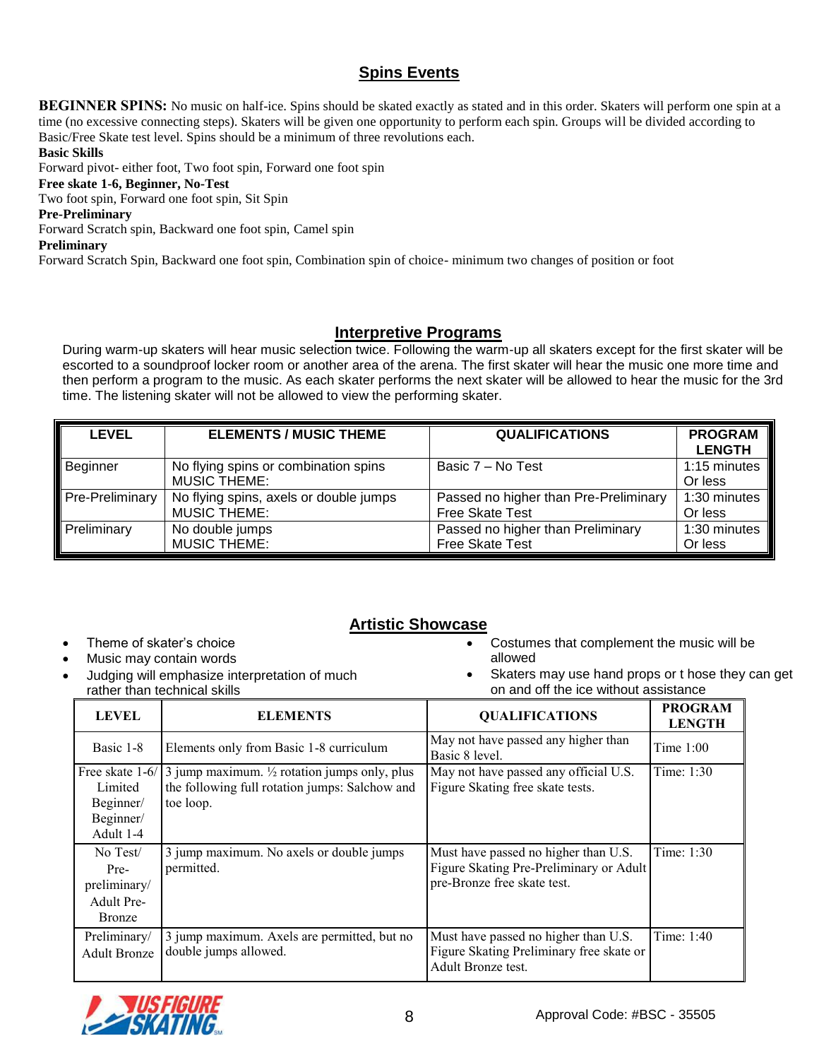## Spins Events

**BEGINNER SPINS:** No music on half-ice. Spins should be skated exactly as stated and in this order. Skaters will perform one spin at a time (no excessive connecting steps). Skaters will be given one opportunity to perform each spin. Groups will be divided according to Basic/Free Skate test level. Spins should be a minimum of three revolutions each.

**Basic Skills**
Forward pivot- either foot, Two foot spin, Forward one foot spin

**Free skate 1-6, Beginner, No-Test**
Two foot spin, Forward one foot spin, Sit Spin

**Pre-Preliminary**
Forward Scratch spin, Backward one foot spin, Camel spin

**Preliminary**
Forward Scratch Spin, Backward one foot spin, Combination spin of choice- minimum two changes of position or foot

## Interpretive Programs

During warm-up skaters will hear music selection twice. Following the warm-up all skaters except for the first skater will be escorted to a soundproof locker room or another area of the arena. The first skater will hear the music one more time and then perform a program to the music. As each skater performs the next skater will be allowed to hear the music for the 3rd time. The listening skater will not be allowed to view the performing skater.

| LEVEL | ELEMENTS / MUSIC THEME | QUALIFICATIONS | PROGRAM LENGTH |
|---|---|---|---|
| Beginner | No flying spins or combination spins<br>MUSIC THEME: | Basic 7 – No Test | 1:15 minutes Or less |
| Pre-Preliminary | No flying spins, axels or double jumps<br>MUSIC THEME: | Passed no higher than Pre-Preliminary Free Skate Test | 1:30 minutes Or less |
| Preliminary | No double jumps<br>MUSIC THEME: | Passed no higher than Preliminary Free Skate Test | 1:30 minutes Or less |

## Artistic Showcase

- Theme of skater's choice
- Music may contain words
- Judging will emphasize interpretation of much rather than technical skills
- Costumes that complement the music will be allowed
- Skaters may use hand props or t hose they can get on and off the ice without assistance

| LEVEL | ELEMENTS | QUALIFICATIONS | PROGRAM LENGTH |
|---|---|---|---|
| Basic 1-8 | Elements only from Basic 1-8 curriculum | May not have passed any higher than Basic 8 level. | Time 1:00 |
| Free skate 1-6/ Limited Beginner/ Beginner/ Adult 1-4 | 3 jump maximum. ½ rotation jumps only, plus the following full rotation jumps: Salchow and toe loop. | May not have passed any official U.S. Figure Skating free skate tests. | Time: 1:30 |
| No Test/ Pre-preliminary/ Adult Pre-Bronze | 3 jump maximum. No axels or double jumps permitted. | Must have passed no higher than U.S. Figure Skating Pre-Preliminary or Adult pre-Bronze free skate test. | Time: 1:30 |
| Preliminary/ Adult Bronze | 3 jump maximum. Axels are permitted, but no double jumps allowed. | Must have passed no higher than U.S. Figure Skating Preliminary free skate or Adult Bronze test. | Time: 1:40 |

Approval Code: #BSC - 35505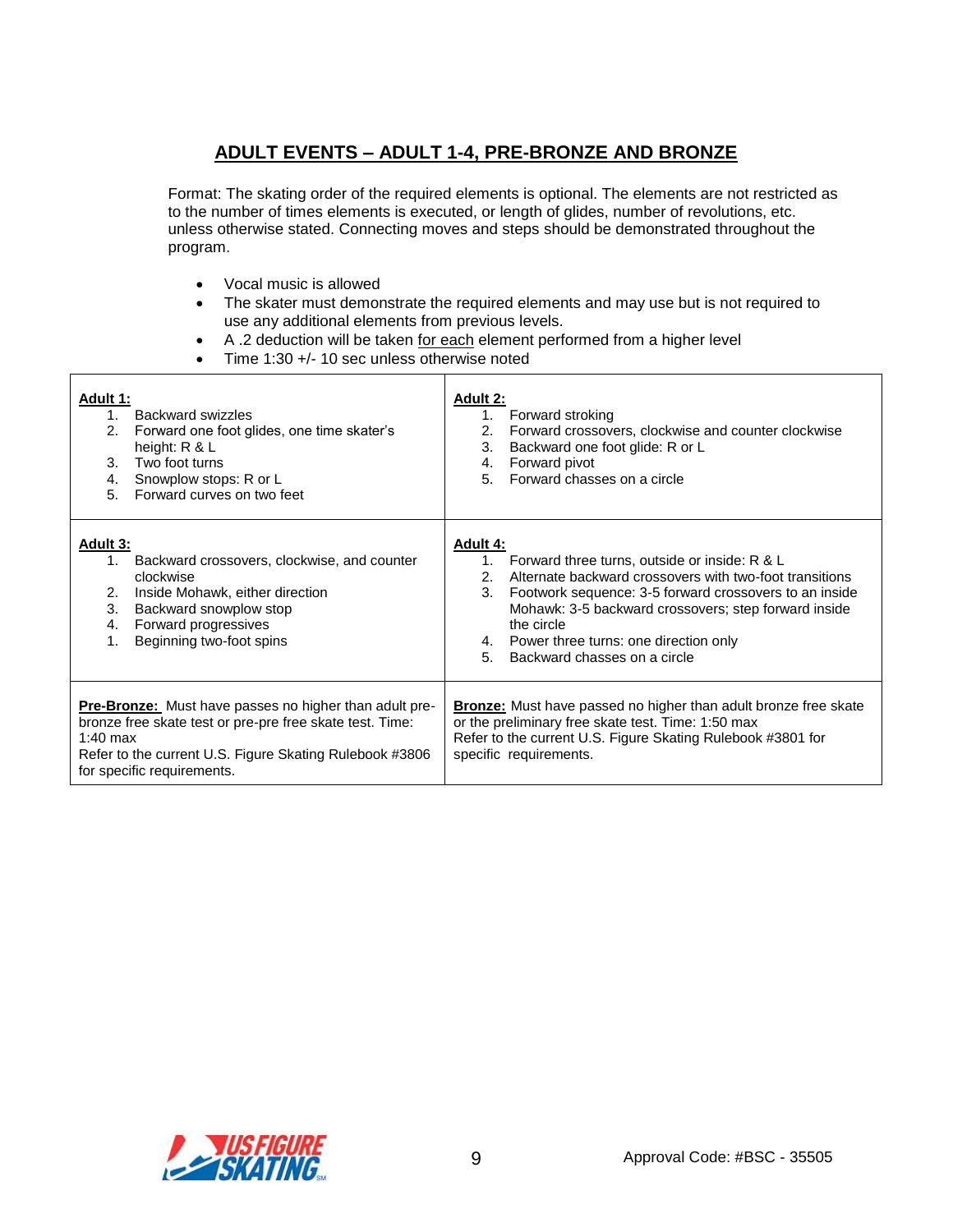## ADULT EVENTS – ADULT 1-4, PRE-BRONZE AND BRONZE

Format: The skating order of the required elements is optional. The elements are not restricted as to the number of times elements is executed, or length of glides, number of revolutions, etc. unless otherwise stated. Connecting moves and steps should be demonstrated throughout the program.

- Vocal music is allowed
- The skater must demonstrate the required elements and may use but is not required to use any additional elements from previous levels.
- A .2 deduction will be taken for each element performed from a higher level
- Time 1:30 +/- 10 sec unless otherwise noted

| | |
|---|---|
| **Adult 1:**<br>1. Backward swizzles<br>2. Forward one foot glides, one time skater's height: R & L<br>3. Two foot turns<br>4. Snowplow stops: R or L<br>5. Forward curves on two feet | **Adult 2:**<br>1. Forward stroking<br>2. Forward crossovers, clockwise and counter clockwise<br>3. Backward one foot glide: R or L<br>4. Forward pivot<br>5. Forward chasses on a circle |
| **Adult 3:**<br>1. Backward crossovers, clockwise, and counter clockwise<br>2. Inside Mohawk, either direction<br>3. Backward snowplow stop<br>4. Forward progressives<br>1. Beginning two-foot spins | **Adult 4:**<br>1. Forward three turns, outside or inside: R & L<br>2. Alternate backward crossovers with two-foot transitions<br>3. Footwork sequence: 3-5 forward crossovers to an inside Mohawk: 3-5 backward crossovers; step forward inside the circle<br>4. Power three turns: one direction only<br>5. Backward chasses on a circle |
| **Pre-Bronze:** Must have passes no higher than adult pre-bronze free skate test or pre-pre free skate test. Time: 1:40 max<br>Refer to the current U.S. Figure Skating Rulebook #3806 for specific requirements. | **Bronze:** Must have passed no higher than adult bronze free skate or the preliminary free skate test. Time: 1:50 max<br>Refer to the current U.S. Figure Skating Rulebook #3801 for specific requirements. |

Approval Code: #BSC - 35505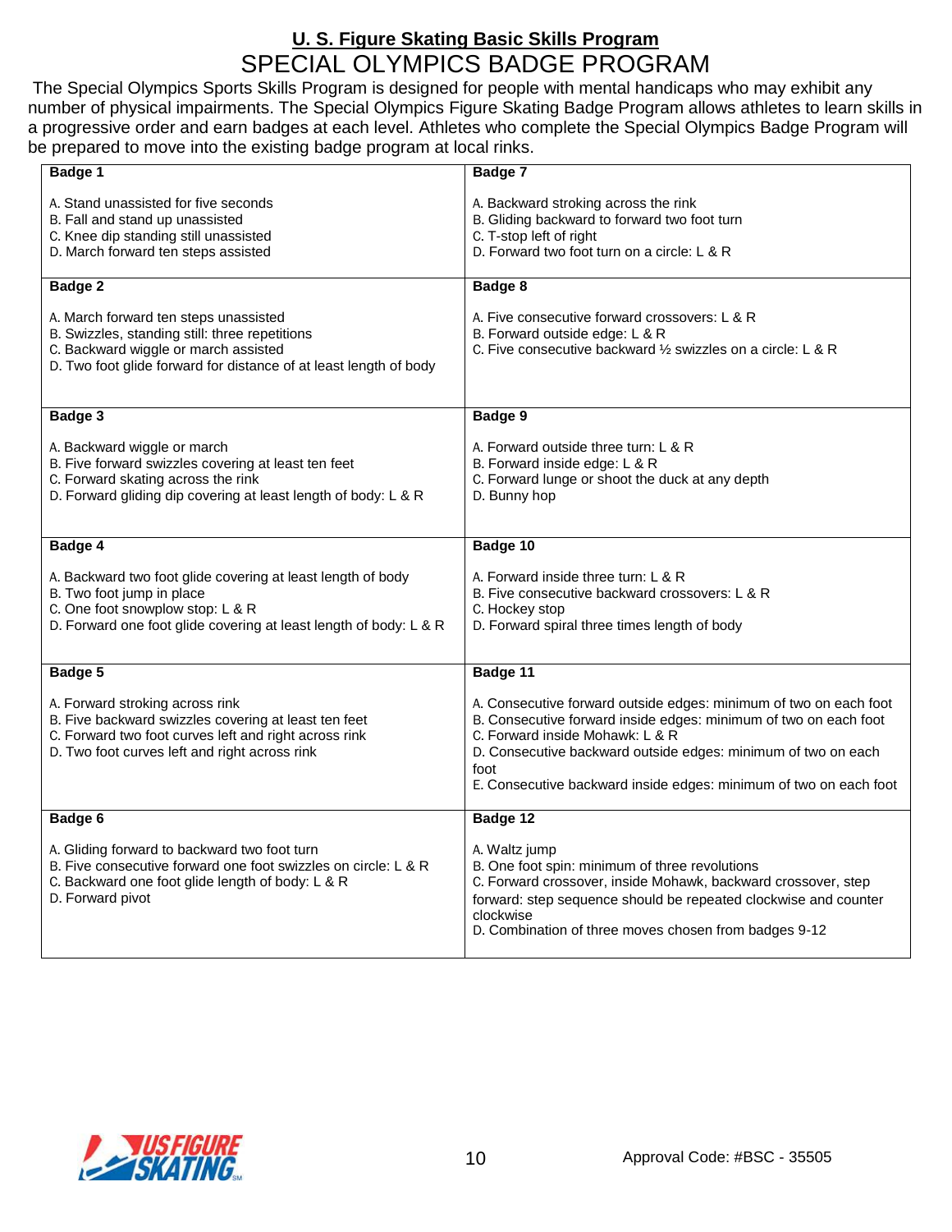## U. S. Figure Skating Basic Skills Program

# SPECIAL OLYMPICS BADGE PROGRAM

The Special Olympics Sports Skills Program is designed for people with mental handicaps who may exhibit any number of physical impairments. The Special Olympics Figure Skating Badge Program allows athletes to learn skills in a progressive order and earn badges at each level. Athletes who complete the Special Olympics Badge Program will be prepared to move into the existing badge program at local rinks.

| | |
|---|---|
| **Badge 1**<br><br>A. Stand unassisted for five seconds<br>B. Fall and stand up unassisted<br>C. Knee dip standing still unassisted<br>D. March forward ten steps assisted | **Badge 7**<br><br>A. Backward stroking across the rink<br>B. Gliding backward to forward two foot turn<br>C. T-stop left of right<br>D. Forward two foot turn on a circle: L & R |
| **Badge 2**<br><br>A. March forward ten steps unassisted<br>B. Swizzles, standing still: three repetitions<br>C. Forward wiggle or march assisted<br>D. Two foot glide forward for distance of at least length of body | **Badge 8**<br><br>A. Five consecutive forward crossovers: L & R<br>B. Forward outside edge: L & R<br>C. Five consecutive backward ½ swizzles on a circle: L & R |
| **Badge 3**<br><br>A. Backward wiggle or march<br>B. Five forward swizzles covering at least ten feet<br>C. Forward skating across the rink<br>D. Forward gliding dip covering at least length of body: L & R | **Badge 9**<br><br>A. Forward outside three turn: L & R<br>B. Forward inside edge: L & R<br>C. Forward lunge or shoot the duck at any depth<br>D. Bunny hop |
| **Badge 4**<br><br>A. Backward two foot glide covering at least length of body<br>B. Two foot jump in place<br>C. One foot snowplow stop: L & R<br>D. Forward one foot glide covering at least length of body: L & R | **Badge 10**<br><br>A. Forward inside three turn: L & R<br>B. Five consecutive backward crossovers: L & R<br>C. Hockey stop<br>D. Forward spiral three times length of body |
| **Badge 5**<br><br>A. Forward stroking across rink<br>B. Five backward swizzles covering at least ten feet<br>C. Forward two foot curves left and right across rink<br>D. Two foot curves left and right across rink | **Badge 11**<br><br>A. Consecutive forward outside edges: minimum of two on each foot<br>B. Consecutive forward inside edges: minimum of two on each foot<br>C. Forward inside Mohawk: L & R<br>D. Consecutive backward outside edges: minimum of two on each foot<br>E. Consecutive backward inside edges: minimum of two on each foot |
| **Badge 6**<br><br>A. Gliding forward to backward two foot turn<br>B. Five consecutive forward one foot swizzles on circle: L & R<br>C. Backward one foot glide length of body: L & R<br>D. Forward pivot | **Badge 12**<br><br>A. Waltz jump<br>B. One foot spin: minimum of three revolutions<br>C. Forward crossover, inside Mohawk, backward crossover, step forward: step sequence should be repeated clockwise and counter clockwise<br>D. Combination of three moves chosen from badges 9-12 |

Approval Code: #BSC - 35505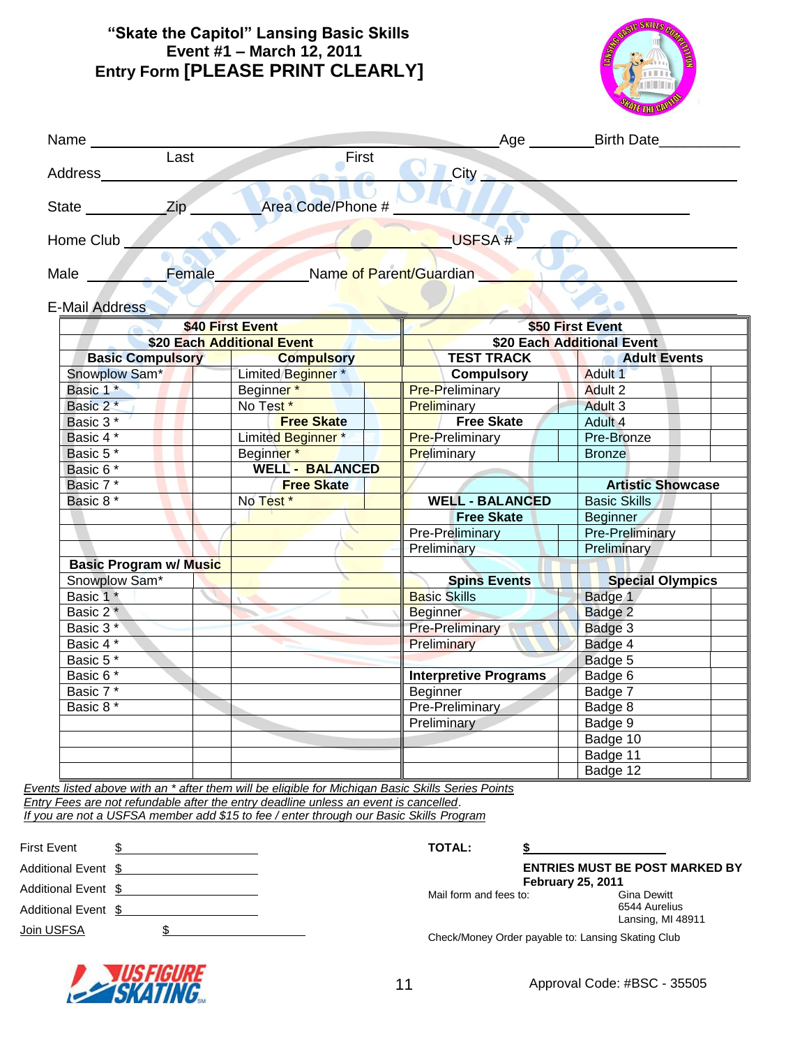# "Skate the Capitol" Lansing Basic Skills
## Event #1 – March 12, 2011
## Entry Form [PLEASE PRINT CLEARLY]

Name ______________________________ Age ________ Birth Date__________
Last First

Address ______________________________ City ______________________________

State __________ Zip ________ Area Code/Phone # ______________________________

Home Club ______________________________ USFSA # ______________________________

Male __________ Female __________ Name of Parent/Guardian ______________________________

E-Mail Address ______________________________

| $40 First Event<br>$20 Each Additional Event | | | | $50 First Event<br>$20 Each Additional Event | | | |
|---|---|---|---|---|---|---|---|
| **Basic Compulsory** | | **Compulsory** | | **TEST TRACK** | | **Adult Events** | |
| Snowplow Sam* | | Limited Beginner * | | **Compulsory** | | Adult 1 | |
| Basic 1 * | | Beginner * | | Pre-Preliminary | | Adult 2 | |
| Basic 2 * | | No Test * | | Preliminary | | Adult 3 | |
| Basic 3 * | | **Free Skate** | | **Free Skate** | | Adult 4 | |
| Basic 4 * | | Limited Beginner * | | Pre-Preliminary | | Pre-Bronze | |
| Basic 5 * | | Beginner * | | Preliminary | | Bronze | |
| Basic 6 * | | **WELL - BALANCED** | | | | | |
| Basic 7 * | | **Free Skate** | | | | **Artistic Showcase** | |
| Basic 8 * | | No Test * | | **WELL - BALANCED** | | Basic Skills | |
| | | | | **Free Skate** | | Beginner | |
| | | | | Pre-Preliminary | | Pre-Preliminary | |
| | | | | Preliminary | | Preliminary | |
| **Basic Program w/ Music** | | | | | | | |
| Snowplow Sam* | | | | **Spins Events** | | **Special Olympics** | |
| Basic 1 * | | | | Basic Skills | | Badge 1 | |
| Basic 2 * | | | | Beginner | | Badge 2 | |
| Basic 3 * | | | | Pre-Preliminary | | Badge 3 | |
| Basic 4 * | | | | Preliminary | | Badge 4 | |
| Basic 5 * | | | | | | Badge 5 | |
| Basic 6 * | | | | **Interpretive Programs** | | Badge 6 | |
| Basic 7 * | | | | Beginner | | Badge 7 | |
| Basic 8 * | | | | Pre-Preliminary | | Badge 8 | |
| | | | | Preliminary | | Badge 9 | |
| | | | | | | Badge 10 | |
| | | | | | | Badge 11 | |
| | | | | | | Badge 12 | |

*Events listed above with an * after them will be eligible for Michigan Basic Skills Series Points*
*Entry Fees are not refundable after the entry deadline unless an event is cancelled.*
*If you are not a USFSA member add $15 to fee / enter through our Basic Skills Program*

First Event $ ________________

Additional Event $ ________________

Additional Event $ ________________

Additional Event $ ________________

Join USFSA $ ________________

**TOTAL: $** ________________

**ENTRIES MUST BE POST MARKED BY February 25, 2011**

Mail form and fees to:
Gina Dewitt
6544 Aurelius
Lansing, MI 48911

Check/Money Order payable to: Lansing Skating Club

Approval Code: #BSC - 35505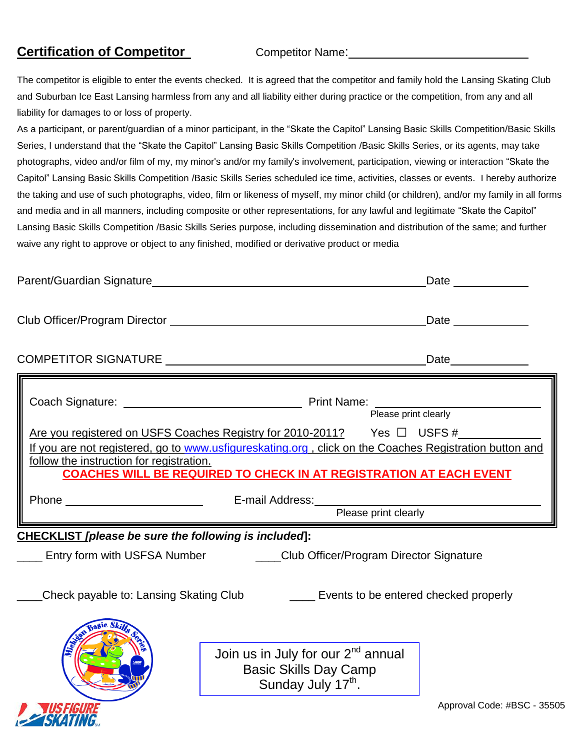## Certification of Competitor

Competitor Name: ____________________________

The competitor is eligible to enter the events checked. It is agreed that the competitor and family hold the Lansing Skating Club and Suburban Ice East Lansing harmless from any and all liability either during practice or the competition, from any and all liability for damages to or loss of property.

As a participant, or parent/guardian of a minor participant, in the "Skate the Capitol" Lansing Basic Skills Competition/Basic Skills Series, I understand that the "Skate the Capitol" Lansing Basic Skills Competition /Basic Skills Series, or its agents, may take photographs, video and/or film of my, my minor's and/or my family's involvement, participation, viewing or interaction "Skate the Capitol" Lansing Basic Skills Competition /Basic Skills Series scheduled ice time, activities, classes or events. I hereby authorize the taking and use of such photographs, video, film or likeness of myself, my minor child (or children), and/or my family in all forms and media and in all manners, including composite or other representations, for any lawful and legitimate "Skate the Capitol" Lansing Basic Skills Competition /Basic Skills Series purpose, including dissemination and distribution of the same; and further waive any right to approve or object to any finished, modified or derivative product or media

Parent/Guardian Signature ____________________________ Date __________

Club Officer/Program Director ____________________________ Date __________

COMPETITOR SIGNATURE ____________________________ Date __________

Coach Signature: ____________________ Print Name: ____________________
Please print clearly

Are you registered on USFS Coaches Registry for 2010-2011? Yes ☐ USFS # __________

If you are not registered, go to www.usfigureskating.org , click on the Coaches Registration button and follow the instruction for registration.

**COACHES WILL BE REQUIRED TO CHECK IN AT REGISTRATION AT EACH EVENT**

Phone ____________________ E-mail Address: ____________________
Please print clearly

**CHECKLIST *[please be sure the following is included]*:**

____ Entry form with USFSA Number

____ Club Officer/Program Director Signature

____ Check payable to: Lansing Skating Club

____ Events to be entered checked properly

Join us in July for our 2nd annual Basic Skills Day Camp Sunday July 17th.

Approval Code: #BSC - 35505